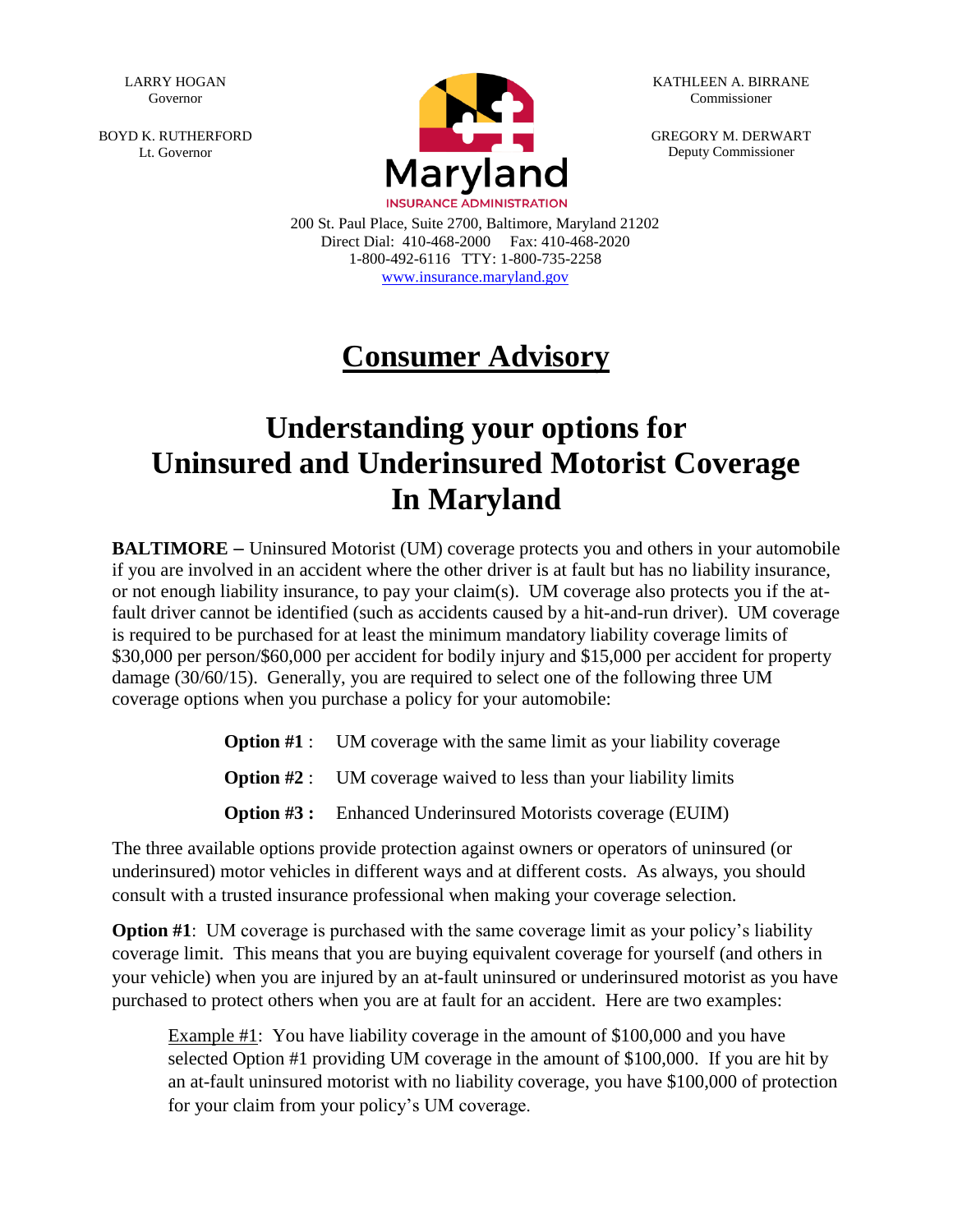LARRY HOGAN
Governor

BOYD K. RUTHERFORD
Lt. Governor

KATHLEEN A. BIRRANE
Commissioner

GREGORY M. DERWART
Deputy Commissioner

Maryland
INSURANCE ADMINISTRATION

200 St. Paul Place, Suite 2700, Baltimore, Maryland 21202
Direct Dial: 410-468-2000 Fax: 410-468-2020
1-800-492-6116 TTY: 1-800-735-2258
www.insurance.maryland.gov

# Consumer Advisory

# Understanding your options for Uninsured and Underinsured Motorist Coverage In Maryland

**BALTIMORE –** Uninsured Motorist (UM) coverage protects you and others in your automobile if you are involved in an accident where the other driver is at fault but has no liability insurance, or not enough liability insurance, to pay your claim(s). UM coverage also protects you if the at-fault driver cannot be identified (such as accidents caused by a hit-and-run driver). UM coverage is required to be purchased for at least the minimum mandatory liability coverage limits of $30,000 per person/$60,000 per accident for bodily injury and $15,000 per accident for property damage (30/60/15). Generally, you are required to select one of the following three UM coverage options when you purchase a policy for your automobile:

**Option #1** : UM coverage with the same limit as your liability coverage

**Option #2** : UM coverage waived to less than your liability limits

**Option #3 :** Enhanced Underinsured Motorists coverage (EUIM)

The three available options provide protection against owners or operators of uninsured (or underinsured) motor vehicles in different ways and at different costs. As always, you should consult with a trusted insurance professional when making your coverage selection.

**Option #1**: UM coverage is purchased with the same coverage limit as your policy's liability coverage limit. This means that you are buying equivalent coverage for yourself (and others in your vehicle) when you are injured by an at-fault uninsured or underinsured motorist as you have purchased to protect others when you are at fault for an accident. Here are two examples:

> Example #1: You have liability coverage in the amount of $100,000 and you have selected Option #1 providing UM coverage in the amount of $100,000. If you are hit by an at-fault uninsured motorist with no liability coverage, you have $100,000 of protection for your claim from your policy's UM coverage.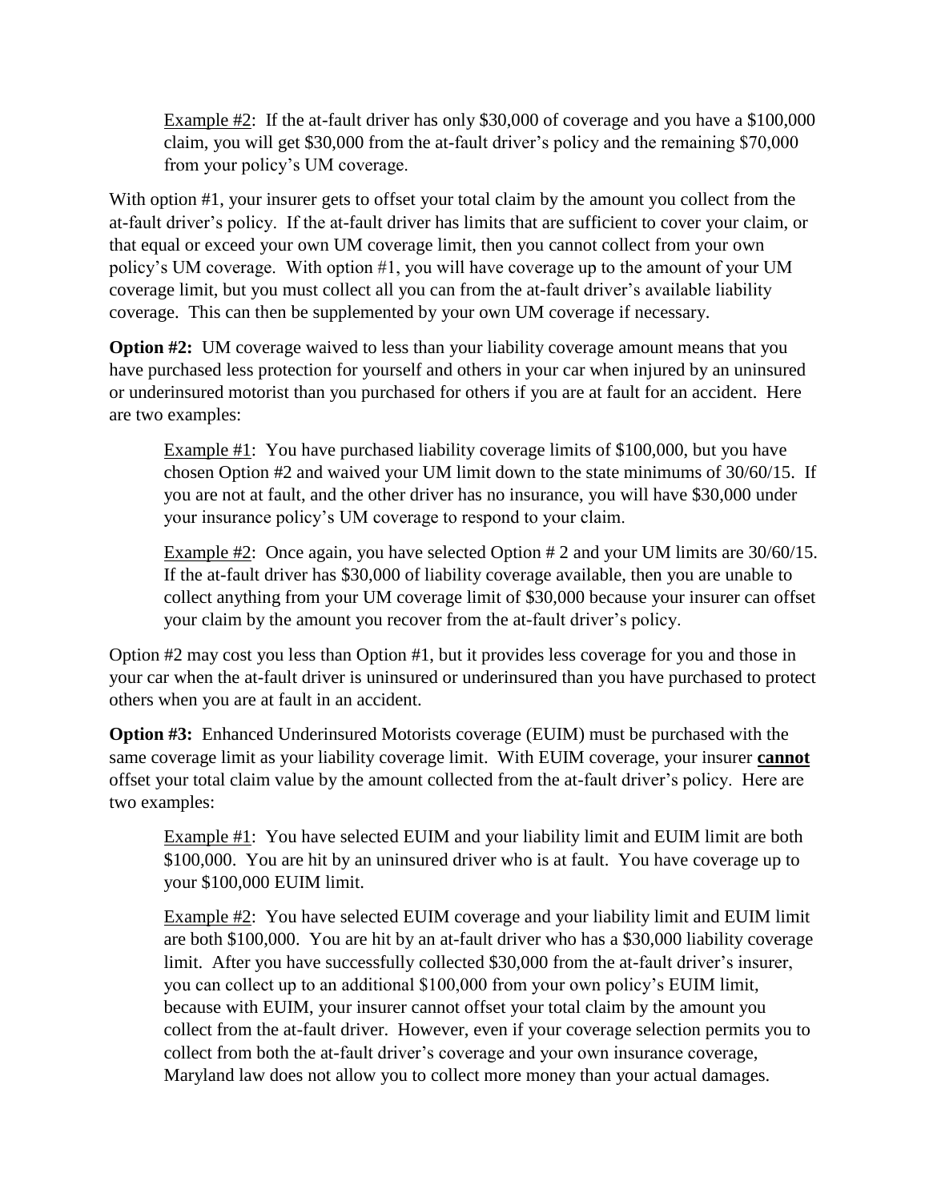Example #2: If the at-fault driver has only $30,000 of coverage and you have a $100,000 claim, you will get $30,000 from the at-fault driver's policy and the remaining $70,000 from your policy's UM coverage.

With option #1, your insurer gets to offset your total claim by the amount you collect from the at-fault driver's policy. If the at-fault driver has limits that are sufficient to cover your claim, or that equal or exceed your own UM coverage limit, then you cannot collect from your own policy's UM coverage. With option #1, you will have coverage up to the amount of your UM coverage limit, but you must collect all you can from the at-fault driver's available liability coverage. This can then be supplemented by your own UM coverage if necessary.

**Option #2:** UM coverage waived to less than your liability coverage amount means that you have purchased less protection for yourself and others in your car when injured by an uninsured or underinsured motorist than you purchased for others if you are at fault for an accident. Here are two examples:

Example #1: You have purchased liability coverage limits of $100,000, but you have chosen Option #2 and waived your UM limit down to the state minimums of 30/60/15. If you are not at fault, and the other driver has no insurance, you will have $30,000 under your insurance policy's UM coverage to respond to your claim.

Example #2: Once again, you have selected Option # 2 and your UM limits are 30/60/15. If the at-fault driver has $30,000 of liability coverage available, then you are unable to collect anything from your UM coverage limit of $30,000 because your insurer can offset your claim by the amount you recover from the at-fault driver's policy.

Option #2 may cost you less than Option #1, but it provides less coverage for you and those in your car when the at-fault driver is uninsured or underinsured than you have purchased to protect others when you are at fault in an accident.

**Option #3:** Enhanced Underinsured Motorists coverage (EUIM) must be purchased with the same coverage limit as your liability coverage limit. With EUIM coverage, your insurer **cannot** offset your total claim value by the amount collected from the at-fault driver's policy. Here are two examples:

Example #1: You have selected EUIM and your liability limit and EUIM limit are both $100,000. You are hit by an uninsured driver who is at fault. You have coverage up to your $100,000 EUIM limit.

Example #2: You have selected EUIM coverage and your liability limit and EUIM limit are both $100,000. You are hit by an at-fault driver who has a $30,000 liability coverage limit. After you have successfully collected $30,000 from the at-fault driver's insurer, you can collect up to an additional $100,000 from your own policy's EUIM limit, because with EUIM, your insurer cannot offset your total claim by the amount you collect from the at-fault driver. However, even if your coverage selection permits you to collect from both the at-fault driver's coverage and your own insurance coverage, Maryland law does not allow you to collect more money than your actual damages.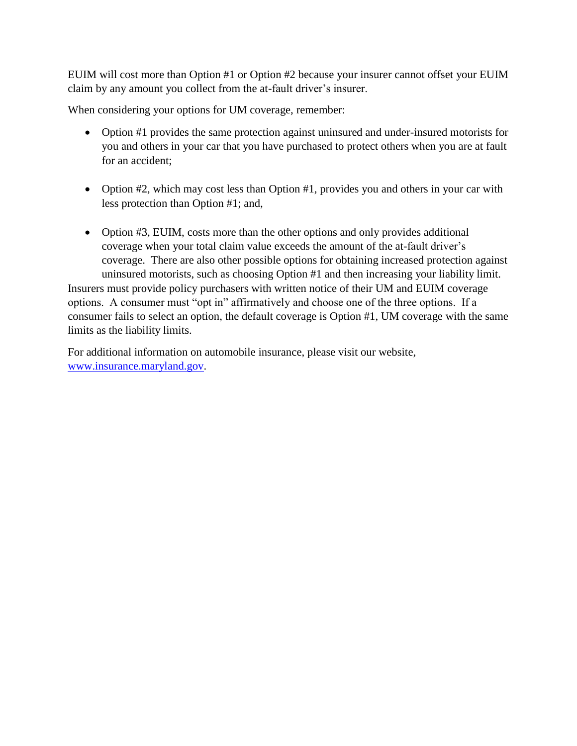EUIM will cost more than Option #1 or Option #2 because your insurer cannot offset your EUIM claim by any amount you collect from the at-fault driver's insurer.

When considering your options for UM coverage, remember:

- Option #1 provides the same protection against uninsured and under-insured motorists for you and others in your car that you have purchased to protect others when you are at fault for an accident;

- Option #2, which may cost less than Option #1, provides you and others in your car with less protection than Option #1; and,

- Option #3, EUIM, costs more than the other options and only provides additional coverage when your total claim value exceeds the amount of the at-fault driver's coverage. There are also other possible options for obtaining increased protection against uninsured motorists, such as choosing Option #1 and then increasing your liability limit.

Insurers must provide policy purchasers with written notice of their UM and EUIM coverage options. A consumer must "opt in" affirmatively and choose one of the three options. If a consumer fails to select an option, the default coverage is Option #1, UM coverage with the same limits as the liability limits.

For additional information on automobile insurance, please visit our website, [www.insurance.maryland.gov](http://www.insurance.maryland.gov).